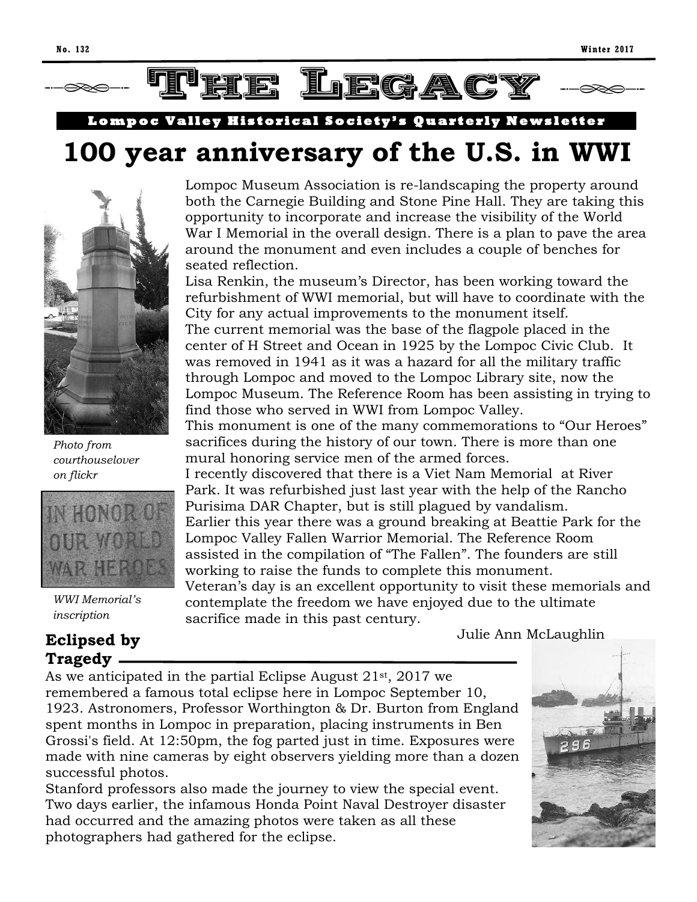No. 132 Winter 2017

# The Legacy

**Lompoc Valley Historical Society's Quarterly Newsletter**

## 100 year anniversary of the U.S. in WWI

*Photo from courthouselover on flickr*

*WWI Memorial's inscription*

Lompoc Museum Association is re-landscaping the property around both the Carnegie Building and Stone Pine Hall. They are taking this opportunity to incorporate and increase the visibility of the World War I Memorial in the overall design. There is a plan to pave the area around the monument and even includes a couple of benches for seated reflection.

Lisa Renkin, the museum's Director, has been working toward the refurbishment of WWI memorial, but will have to coordinate with the City for any actual improvements to the monument itself.

The current memorial was the base of the flagpole placed in the center of H Street and Ocean in 1925 by the Lompoc Civic Club. It was removed in 1941 as it was a hazard for all the military traffic through Lompoc and moved to the Lompoc Library site, now the Lompoc Museum. The Reference Room has been assisting in trying to find those who served in WWI from Lompoc Valley.

This monument is one of the many commemorations to "Our Heroes" sacrifices during the history of our town. There is more than one mural honoring service men of the armed forces.

I recently discovered that there is a Viet Nam Memorial at River Park. It was refurbished just last year with the help of the Rancho Purisima DAR Chapter, but is still plagued by vandalism.

Earlier this year there was a ground breaking at Beattie Park for the Lompoc Valley Fallen Warrior Memorial. The Reference Room assisted in the compilation of "The Fallen". The founders are still working to raise the funds to complete this monument.

Veteran's day is an excellent opportunity to visit these memorials and contemplate the freedom we have enjoyed due to the ultimate sacrifice made in this past century.

Julie Ann McLaughlin

### Eclipsed by Tragedy

As we anticipated in the partial Eclipse August 21st, 2017 we remembered a famous total eclipse here in Lompoc September 10, 1923. Astronomers, Professor Worthington & Dr. Burton from England spent months in Lompoc in preparation, placing instruments in Ben Grossi's field. At 12:50pm, the fog parted just in time. Exposures were made with nine cameras by eight observers yielding more than a dozen successful photos.

Stanford professors also made the journey to view the special event. Two days earlier, the infamous Honda Point Naval Destroyer disaster had occurred and the amazing photos were taken as all these photographers had gathered for the eclipse.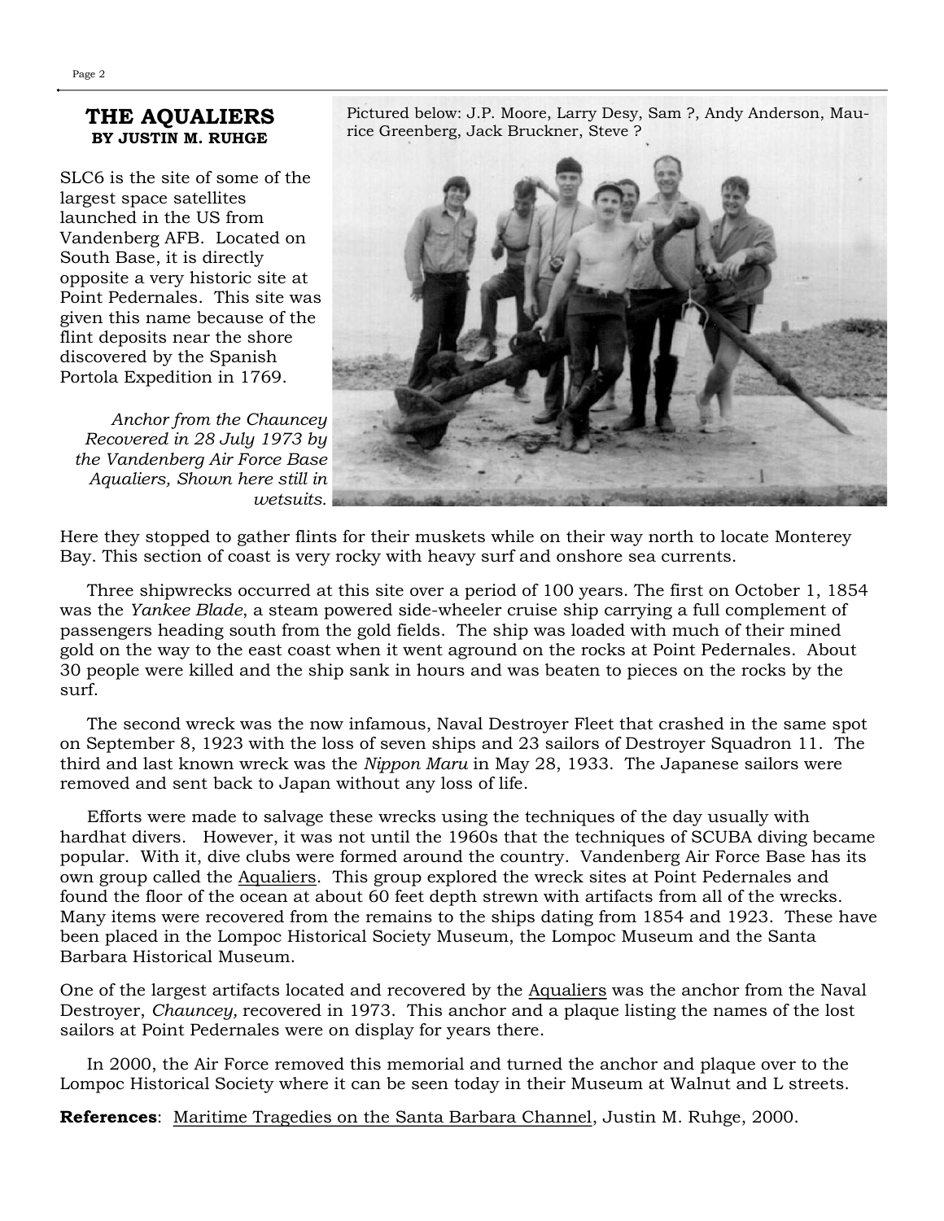## THE AQUALIERS

**BY JUSTIN M. RUHGE**

Pictured below: J.P. Moore, Larry Desy, Sam ?, Andy Anderson, Maurice Greenberg, Jack Bruckner, Steve ?

SLC6 is the site of some of the largest space satellites launched in the US from Vandenberg AFB. Located on South Base, it is directly opposite a very historic site at Point Pedernales. This site was given this name because of the flint deposits near the shore discovered by the Spanish Portola Expedition in 1769. Here they stopped to gather flints for their muskets while on their way north to locate Monterey Bay. This section of coast is very rocky with heavy surf and onshore sea currents.

*Anchor from the Chauncey Recovered in 28 July 1973 by the Vandenberg Air Force Base Aqualiers, Shown here still in wetsuits.*

Three shipwrecks occurred at this site over a period of 100 years. The first on October 1, 1854 was the *Yankee Blade*, a steam powered side-wheeler cruise ship carrying a full complement of passengers heading south from the gold fields. The ship was loaded with much of their mined gold on the way to the east coast when it went aground on the rocks at Point Pedernales. About 30 people were killed and the ship sank in hours and was beaten to pieces on the rocks by the surf.

The second wreck was the now infamous, Naval Destroyer Fleet that crashed in the same spot on September 8, 1923 with the loss of seven ships and 23 sailors of Destroyer Squadron 11. The third and last known wreck was the *Nippon Maru* in May 28, 1933. The Japanese sailors were removed and sent back to Japan without any loss of life.

Efforts were made to salvage these wrecks using the techniques of the day usually with hardhat divers. However, it was not until the 1960s that the techniques of SCUBA diving became popular. With it, dive clubs were formed around the country. Vandenberg Air Force Base has its own group called the Aqualiers. This group explored the wreck sites at Point Pedernales and found the floor of the ocean at about 60 feet depth strewn with artifacts from all of the wrecks. Many items were recovered from the remains to the ships dating from 1854 and 1923. These have been placed in the Lompoc Historical Society Museum, the Lompoc Museum and the Santa Barbara Historical Museum.

One of the largest artifacts located and recovered by the Aqualiers was the anchor from the Naval Destroyer, *Chauncey,* recovered in 1973. This anchor and a plaque listing the names of the lost sailors at Point Pedernales were on display for years there.

In 2000, the Air Force removed this memorial and turned the anchor and plaque over to the Lompoc Historical Society where it can be seen today in their Museum at Walnut and L streets.

**References**: Maritime Tragedies on the Santa Barbara Channel, Justin M. Ruhge, 2000.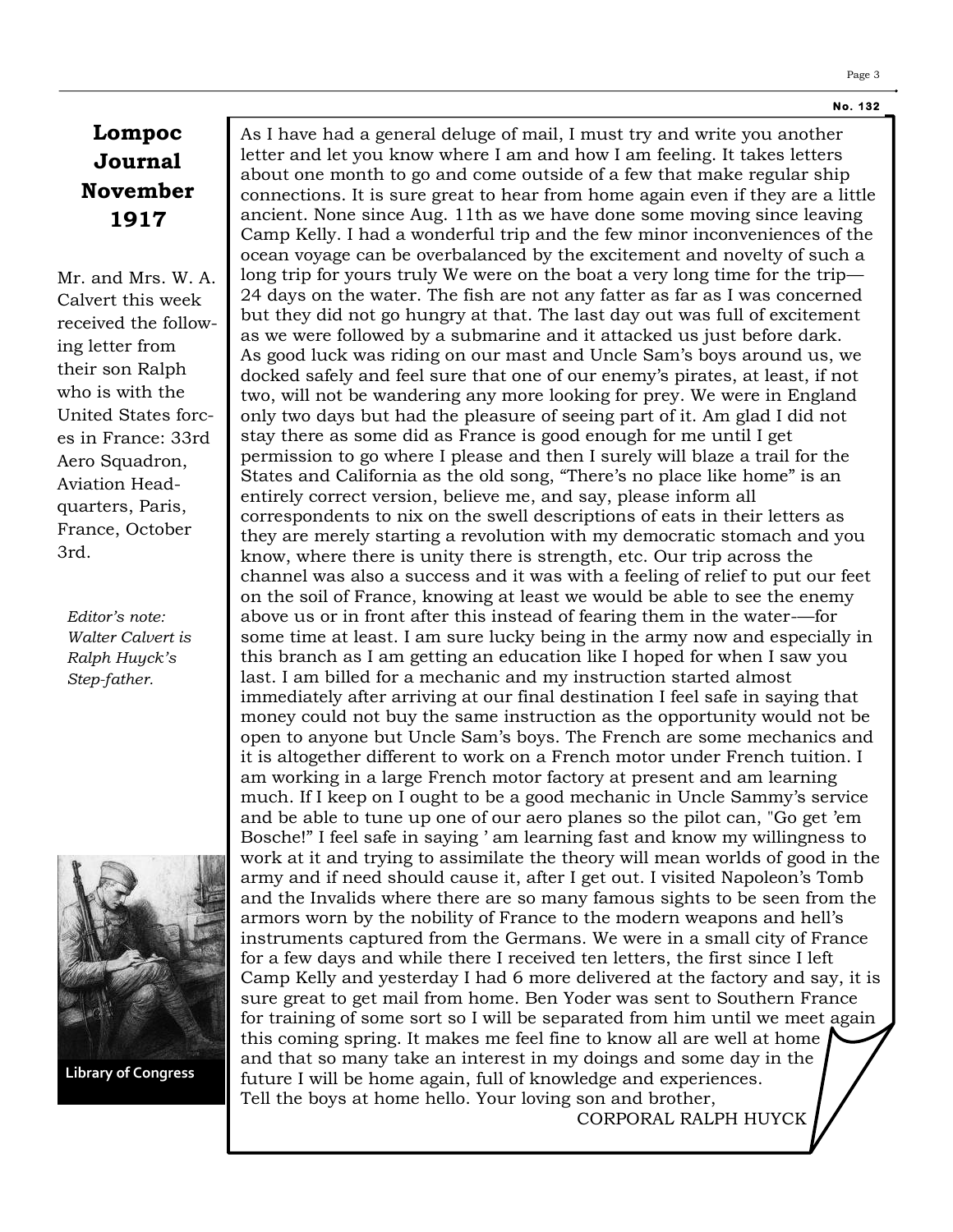**No. 132**

# Lompoc Journal November 1917

Mr. and Mrs. W. A. Calvert this week received the following letter from their son Ralph who is with the United States forces in France: 33rd Aero Squadron, Aviation Headquarters, Paris, France, October 3rd.

*Editor's note: Walter Calvert is Ralph Huyck's Step-father.*

Library of Congress

As I have had a general deluge of mail, I must try and write you another letter and let you know where I am and how I am feeling. It takes letters about one month to go and come outside of a few that make regular ship connections. It is sure great to hear from home again even if they are a little ancient. None since Aug. 11th as we have done some moving since leaving Camp Kelly. I had a wonderful trip and the few minor inconveniences of the ocean voyage can be overbalanced by the excitement and novelty of such a long trip for yours truly We were on the boat a very long time for the trip—24 days on the water. The fish are not any fatter as far as I was concerned but they did not go hungry at that. The last day out was full of excitement as we were followed by a submarine and it attacked us just before dark. As good luck was riding on our mast and Uncle Sam's boys around us, we docked safely and feel sure that one of our enemy's pirates, at least, if not two, will not be wandering any more looking for prey. We were in England only two days but had the pleasure of seeing part of it. Am glad I did not stay there as some did as France is good enough for me until I get permission to go where I please and then I surely will blaze a trail for the States and California as the old song, "There's no place like home" is an entirely correct version, believe me, and say, please inform all correspondents to nix on the swell descriptions of eats in their letters as they are merely starting a revolution with my democratic stomach and you know, where there is unity there is strength, etc. Our trip across the channel was also a success and it was with a feeling of relief to put our feet on the soil of France, knowing at least we would be able to see the enemy above us or in front after this instead of fearing them in the water-—for some time at least. I am sure lucky being in the army now and especially in this branch as I am getting an education like I hoped for when I saw you last. I am billed for a mechanic and my instruction started almost immediately after arriving at our final destination I feel safe in saying that money could not buy the same instruction as the opportunity would not be open to anyone but Uncle Sam's boys. The French are some mechanics and it is altogether different to work on a French motor under French tuition. I am working in a large French motor factory at present and am learning much. If I keep on I ought to be a good mechanic in Uncle Sammy's service and be able to tune up one of our aero planes so the pilot can, "Go get 'em Bosche!" I feel safe in saying ' am learning fast and know my willingness to work at it and trying to assimilate the theory will mean worlds of good in the army and if need should cause it, after I get out. I visited Napoleon's Tomb and the Invalids where there are so many famous sights to be seen from the armors worn by the nobility of France to the modern weapons and hell's instruments captured from the Germans. We were in a small city of France for a few days and while there I received ten letters, the first since I left Camp Kelly and yesterday I had 6 more delivered at the factory and say, it is sure great to get mail from home. Ben Yoder was sent to Southern France for training of some sort so I will be separated from him until we meet again this coming spring. It makes me feel fine to know all are well at home and that so many take an interest in my doings and some day in the future I will be home again, full of knowledge and experiences.
Tell the boys at home hello. Your loving son and brother,

CORPORAL RALPH HUYCK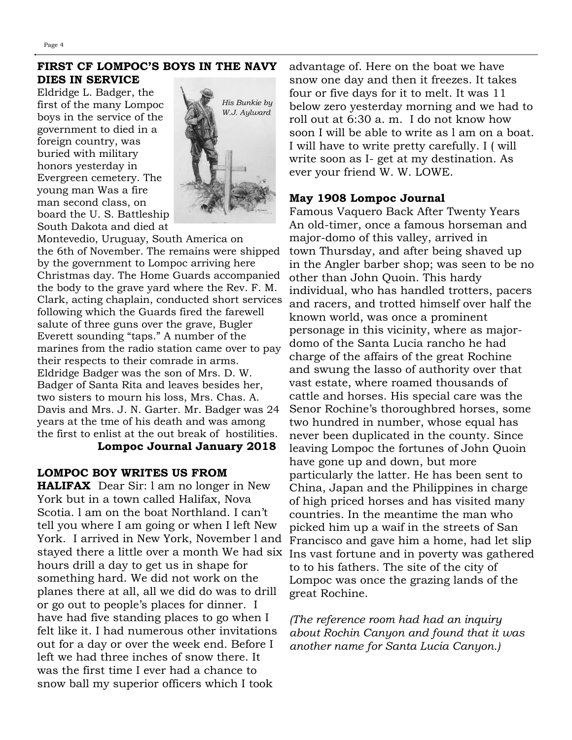## FIRST CF LOMPOC'S BOYS IN THE NAVY DIES IN SERVICE

*His Bunkie by W.J. Aylward*

Eldridge L. Badger, the first of the many Lompoc boys in the service of the government to died in a foreign country, was buried with military honors yesterday in Evergreen cemetery. The young man Was a fire man second class, on board the U. S. Battleship South Dakota and died at Montevedio, Uruguay, South America on the 6th of November. The remains were shipped by the government to Lompoc arriving here Christmas day. The Home Guards accompanied the body to the grave yard where the Rev. F. M. Clark, acting chaplain, conducted short services following which the Guards fired the farewell salute of three guns over the grave, Bugler Everett sounding "taps." A number of the marines from the radio station came over to pay their respects to their comrade in arms. Eldridge Badger was the son of Mrs. D. W. Badger of Santa Rita and leaves besides her, two sisters to mourn his loss, Mrs. Chas. A. Davis and Mrs. J. N. Garter. Mr. Badger was 24 years at the tme of his death and was among the first to enlist at the out break of hostilities.

**Lompoc Journal January 2018**

**LOMPOC BOY WRITES US FROM HALIFAX** Dear Sir: l am no longer in New York but in a town called Halifax, Nova Scotia. l am on the boat Northland. I can't tell you where I am going or when I left New York. I arrived in New York, November l and stayed there a little over a month We had six hours drill a day to get us in shape for something hard. We did not work on the planes there at all, all we did do was to drill or go out to people's places for dinner. I have had five standing places to go when I felt like it. I had numerous other invitations out for a day or over the week end. Before I left we had three inches of snow there. It was the first time I ever had a chance to snow ball my superior officers which I took advantage of. Here on the boat we have snow one day and then it freezes. It takes four or five days for it to melt. It was 11 below zero yesterday morning and we had to roll out at 6:30 a. m. I do not know how soon I will be able to write as l am on a boat. I will have to write pretty carefully. I ( will write soon as I- get at my destination. As ever your friend W. W. LOWE.

**May 1908 Lompoc Journal**

Famous Vaquero Back After Twenty Years An old-timer, once a famous horseman and major-domo of this valley, arrived in town Thursday, and after being shaved up in the Angler barber shop; was seen to be no other than John Quoin. This hardy individual, who has handled trotters, pacers and racers, and trotted himself over half the known world, was once a prominent personage in this vicinity, where as major-domo of the Santa Lucia rancho he had charge of the affairs of the great Rochine and swung the lasso of authority over that vast estate, where roamed thousands of cattle and horses. His special care was the Senor Rochine's thoroughbred horses, some two hundred in number, whose equal has never been duplicated in the county. Since leaving Lompoc the fortunes of John Quoin have gone up and down, but more particularly the latter. He has been sent to China, Japan and the Philippines in charge of high priced horses and has visited many countries. In the meantime the man who picked him up a waif in the streets of San Francisco and gave him a home, had let slip Ins vast fortune and in poverty was gathered to to his fathers. The site of the city of Lompoc was once the grazing lands of the great Rochine.

*(The reference room had had an inquiry about Rochin Canyon and found that it was another name for Santa Lucia Canyon.)*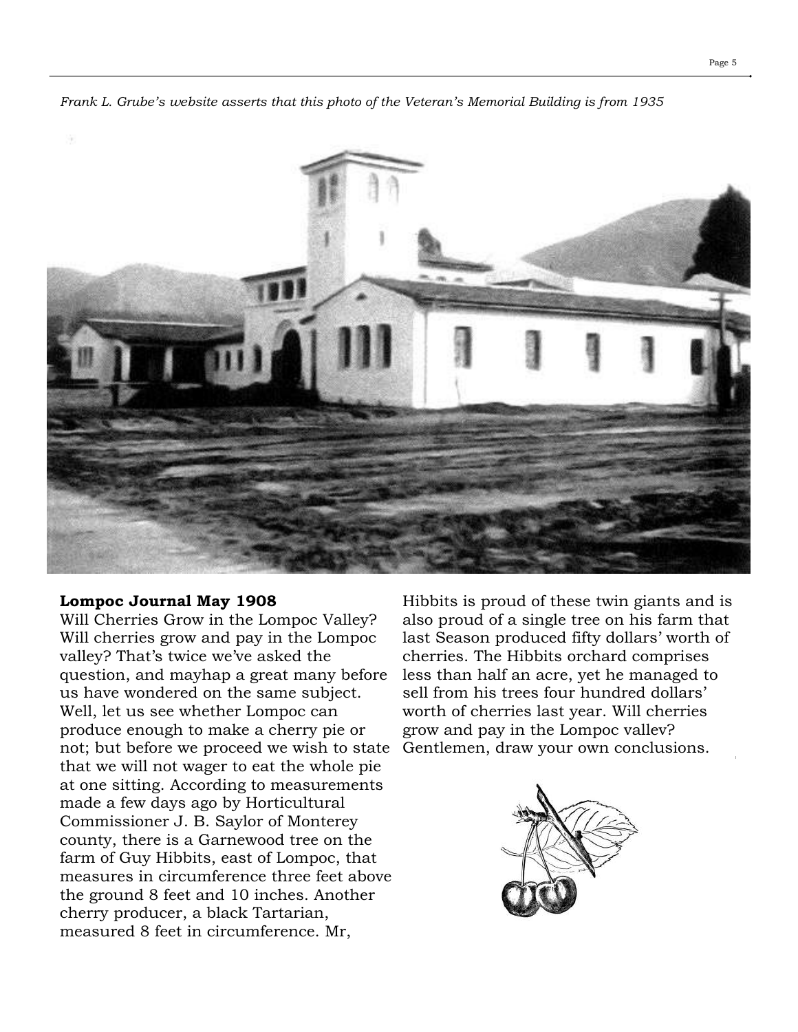*Frank L. Grube's website asserts that this photo of the Veteran's Memorial Building is from 1935*

**Lompoc Journal May 1908**

Will Cherries Grow in the Lompoc Valley? Will cherries grow and pay in the Lompoc valley? That's twice we've asked the question, and mayhap a great many before us have wondered on the same subject. Well, let us see whether Lompoc can produce enough to make a cherry pie or not; but before we proceed we wish to state that we will not wager to eat the whole pie at one sitting. According to measurements made a few days ago by Horticultural Commissioner J. B. Saylor of Monterey county, there is a Garnewood tree on the farm of Guy Hibbits, east of Lompoc, that measures in circumference three feet above the ground 8 feet and 10 inches. Another cherry producer, a black Tartarian, measured 8 feet in circumference. Mr, Hibbits is proud of these twin giants and is also proud of a single tree on his farm that last Season produced fifty dollars' worth of cherries. The Hibbits orchard comprises less than half an acre, yet he managed to sell from his trees four hundred dollars' worth of cherries last year. Will cherries grow and pay in the Lompoc vallev? Gentlemen, draw your own conclusions.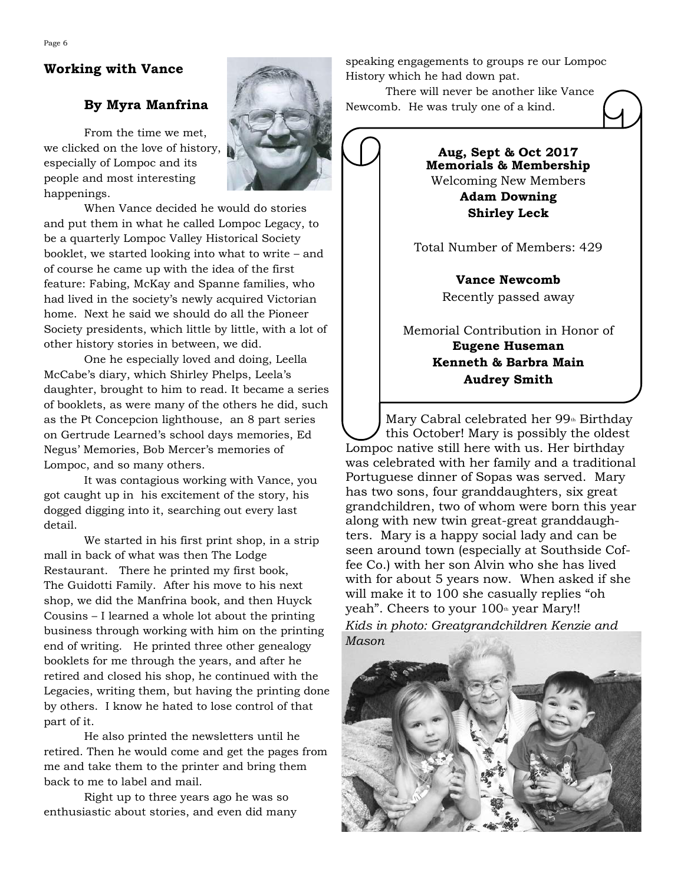## Working with Vance

### By Myra Manfrina

From the time we met, we clicked on the love of history, especially of Lompoc and its people and most interesting happenings.

When Vance decided he would do stories and put them in what he called Lompoc Legacy, to be a quarterly Lompoc Valley Historical Society booklet, we started looking into what to write – and of course he came up with the idea of the first feature: Fabing, McKay and Spanne families, who had lived in the society's newly acquired Victorian home. Next he said we should do all the Pioneer Society presidents, which little by little, with a lot of other history stories in between, we did.

One he especially loved and doing, Leella McCabe's diary, which Shirley Phelps, Leela's daughter, brought to him to read. It became a series of booklets, as were many of the others he did, such as the Pt Concepcion lighthouse, an 8 part series on Gertrude Learned's school days memories, Ed Negus' Memories, Bob Mercer's memories of Lompoc, and so many others.

It was contagious working with Vance, you got caught up in his excitement of the story, his dogged digging into it, searching out every last detail.

We started in his first print shop, in a strip mall in back of what was then The Lodge Restaurant. There he printed my first book, The Guidotti Family. After his move to his next shop, we did the Manfrina book, and then Huyck Cousins – I learned a whole lot about the printing business through working with him on the printing end of writing. He printed three other genealogy booklets for me through the years, and after he retired and closed his shop, he continued with the Legacies, writing them, but having the printing done by others. I know he hated to lose control of that part of it.

He also printed the newsletters until he retired. Then he would come and get the pages from me and take them to the printer and bring them back to me to label and mail.

Right up to three years ago he was so enthusiastic about stories, and even did many speaking engagements to groups re our Lompoc History which he had down pat.

There will never be another like Vance Newcomb. He was truly one of a kind.

**Aug, Sept & Oct 2017**
**Memorials & Membership**

Welcoming New Members

**Adam Downing**
**Shirley Leck**

Total Number of Members: 429

**Vance Newcomb**
Recently passed away

Memorial Contribution in Honor of
**Eugene Huseman**
**Kenneth & Barbra Main**
**Audrey Smith**

Mary Cabral celebrated her 99th Birthday this October! Mary is possibly the oldest Lompoc native still here with us. Her birthday was celebrated with her family and a traditional Portuguese dinner of Sopas was served. Mary has two sons, four granddaughters, six great grandchildren, two of whom were born this year along with new twin great-great granddaughters. Mary is a happy social lady and can be seen around town (especially at Southside Coffee Co.) with her son Alvin who she has lived with for about 5 years now. When asked if she will make it to 100 she casually replies "oh yeah". Cheers to your 100th year Mary!!

*Kids in photo: Greatgrandchildren Kenzie and Mason*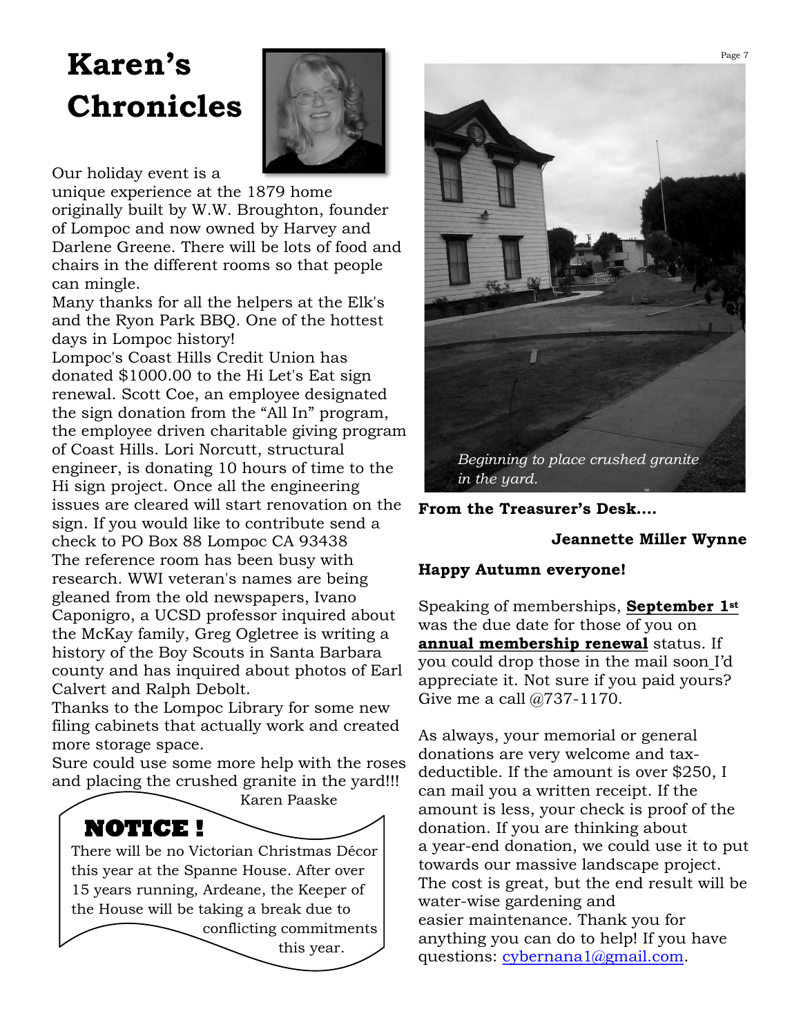# Karen's Chronicles

Our holiday event is a unique experience at the 1879 home originally built by W.W. Broughton, founder of Lompoc and now owned by Harvey and Darlene Greene. There will be lots of food and chairs in the different rooms so that people can mingle.

Many thanks for all the helpers at the Elk's and the Ryon Park BBQ. One of the hottest days in Lompoc history!

Lompoc's Coast Hills Credit Union has donated $1000.00 to the Hi Let's Eat sign renewal. Scott Coe, an employee designated the sign donation from the "All In" program, the employee driven charitable giving program of Coast Hills. Lori Norcutt, structural engineer, is donating 10 hours of time to the Hi sign project. Once all the engineering issues are cleared will start renovation on the sign. If you would like to contribute send a check to PO Box 88 Lompoc CA 93438

The reference room has been busy with research. WWI veteran's names are being gleaned from the old newspapers, Ivano Caponigro, a UCSD professor inquired about the McKay family, Greg Ogletree is writing a history of the Boy Scouts in Santa Barbara county and has inquired about photos of Earl Calvert and Ralph Debolt.

Thanks to the Lompoc Library for some new filing cabinets that actually work and created more storage space.

Sure could use some more help with the roses and placing the crushed granite in the yard!!!

Karen Paaske

## NOTICE !

There will be no Victorian Christmas Décor this year at the Spanne House. After over 15 years running, Ardeane, the Keeper of the House will be taking a break due to conflicting commitments this year.

*Beginning to place crushed granite in the yard.*

**From the Treasurer's Desk….**

**Jeannette Miller Wynne**

**Happy Autumn everyone!**

Speaking of memberships, **September 1st** was the due date for those of you on **annual membership renewal** status. If you could drop those in the mail soon I'd appreciate it. Not sure if you paid yours? Give me a call @737-1170.

As always, your memorial or general donations are very welcome and tax-deductible. If the amount is over $250, I can mail you a written receipt. If the amount is less, your check is proof of the donation. If you are thinking about a year-end donation, we could use it to put towards our massive landscape project. The cost is great, but the end result will be water-wise gardening and easier maintenance. Thank you for anything you can do to help! If you have questions: cybernana1@gmail.com.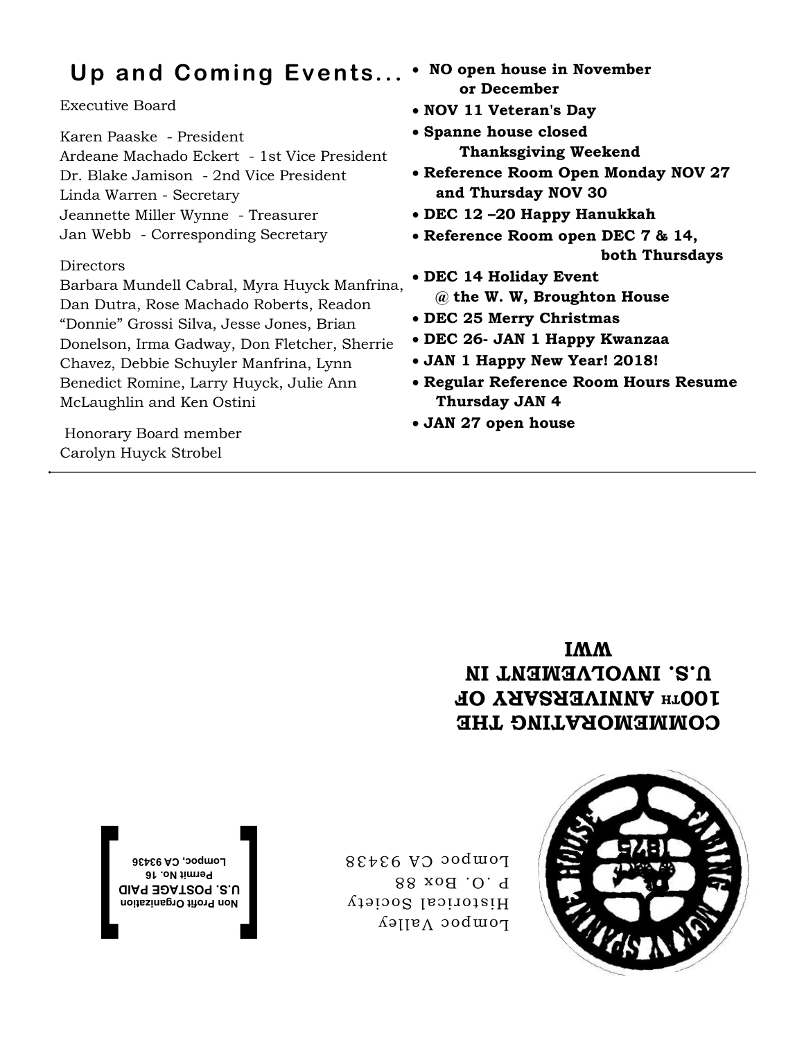## Up and Coming Events...

Executive Board

Karen Paaske - President
Ardeane Machado Eckert - 1st Vice President
Dr. Blake Jamison - 2nd Vice President
Linda Warren - Secretary
Jeannette Miller Wynne - Treasurer
Jan Webb - Corresponding Secretary

Directors
Barbara Mundell Cabral, Myra Huyck Manfrina, Dan Dutra, Rose Machado Roberts, Readon "Donnie" Grossi Silva, Jesse Jones, Brian Donelson, Irma Gadway, Don Fletcher, Sherrie Chavez, Debbie Schuyler Manfrina, Lynn Benedict Romine, Larry Huyck, Julie Ann McLaughlin and Ken Ostini

Honorary Board member
Carolyn Huyck Strobel

- **NO open house in November or December**
- **NOV 11 Veteran's Day**
- **Spanne house closed Thanksgiving Weekend**
- **Reference Room Open Monday NOV 27 and Thursday NOV 30**
- **DEC 12 –20 Happy Hanukkah**
- **Reference Room open DEC 7 & 14, both Thursdays**
- **DEC 14 Holiday Event @ the W. W, Broughton House**
- **DEC 25 Merry Christmas**
- **DEC 26- JAN 1 Happy Kwanzaa**
- **JAN 1 Happy New Year! 2018!**
- **Regular Reference Room Hours Resume Thursday JAN 4**
- **JAN 27 open house**

---

**COMMEMORATING THE 100TH ANNIVERSARY OF U.S. INVOLVEMENT IN WWI**

Lompoc Valley
Historical Society
P.O. Box 88
Lompoc CA 93438

Non Profit Organization
U.S. POSTAGE PAID
Permit No. 16
Lompoc, CA 93436